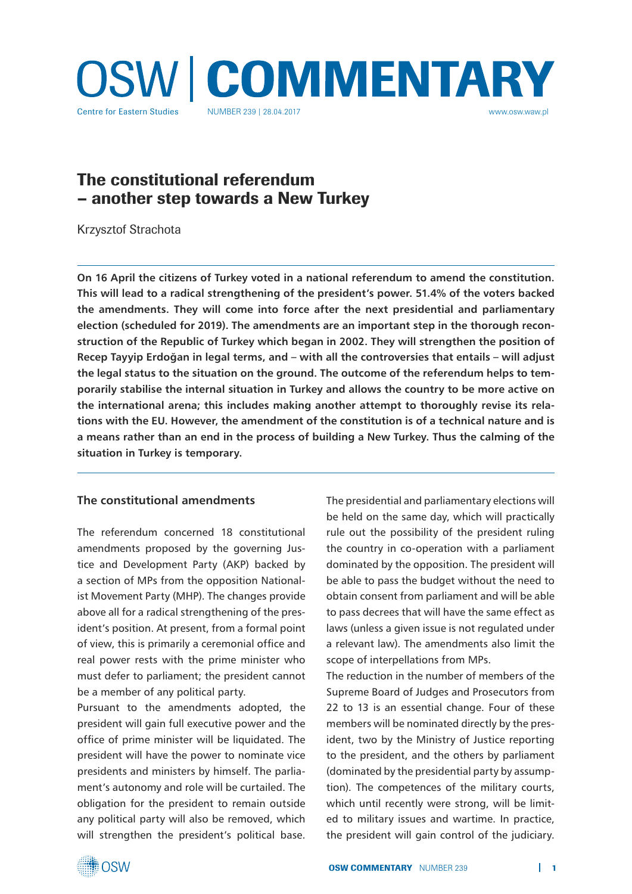# The constitutional referendum – another step towards a New Turkey

Krzysztof Strachota

**On 16 April the citizens of Turkey voted in a national referendum to amend the constitution. This will lead to a radical strengthening of the president's power. 51.4% of the voters backed the amendments. They will come into force after the next presidential and parliamentary election (scheduled for 2019). The amendments are an important step in the thorough reconstruction of the Republic of Turkey which began in 2002. They will strengthen the position of Recep Tayyip Erdoğan in legal terms, and – with all the controversies that entails – will adjust the legal status to the situation on the ground. The outcome of the referendum helps to temporarily stabilise the internal situation in Turkey and allows the country to be more active on the international arena; this includes making another attempt to thoroughly revise its relations with the EU. However, the amendment of the constitution is of a technical nature and is a means rather than an end in the process of building a New Turkey. Thus the calming of the situation in Turkey is temporary.**

## The constitutional amendments

The referendum concerned 18 constitutional amendments proposed by the governing Justice and Development Party (AKP) backed by a section of MPs from the opposition Nationalist Movement Party (MHP). The changes provide above all for a radical strengthening of the president's position. At present, from a formal point of view, this is primarily a ceremonial office and real power rests with the prime minister who must defer to parliament; the president cannot be a member of any political party.

Pursuant to the amendments adopted, the president will gain full executive power and the office of prime minister will be liquidated. The president will have the power to nominate vice presidents and ministers by himself. The parliament's autonomy and role will be curtailed. The obligation for the president to remain outside any political party will also be removed, which will strengthen the president's political base. The presidential and parliamentary elections will be held on the same day, which will practically rule out the possibility of the president ruling the country in co-operation with a parliament dominated by the opposition. The president will be able to pass the budget without the need to obtain consent from parliament and will be able to pass decrees that will have the same effect as laws (unless a given issue is not regulated under a relevant law). The amendments also limit the scope of interpellations from MPs.

The reduction in the number of members of the Supreme Board of Judges and Prosecutors from 22 to 13 is an essential change. Four of these members will be nominated directly by the president, two by the Ministry of Justice reporting to the president, and the others by parliament (dominated by the presidential party by assumption). The competences of the military courts, which until recently were strong, will be limited to military issues and wartime. In practice, the president will gain control of the judiciary.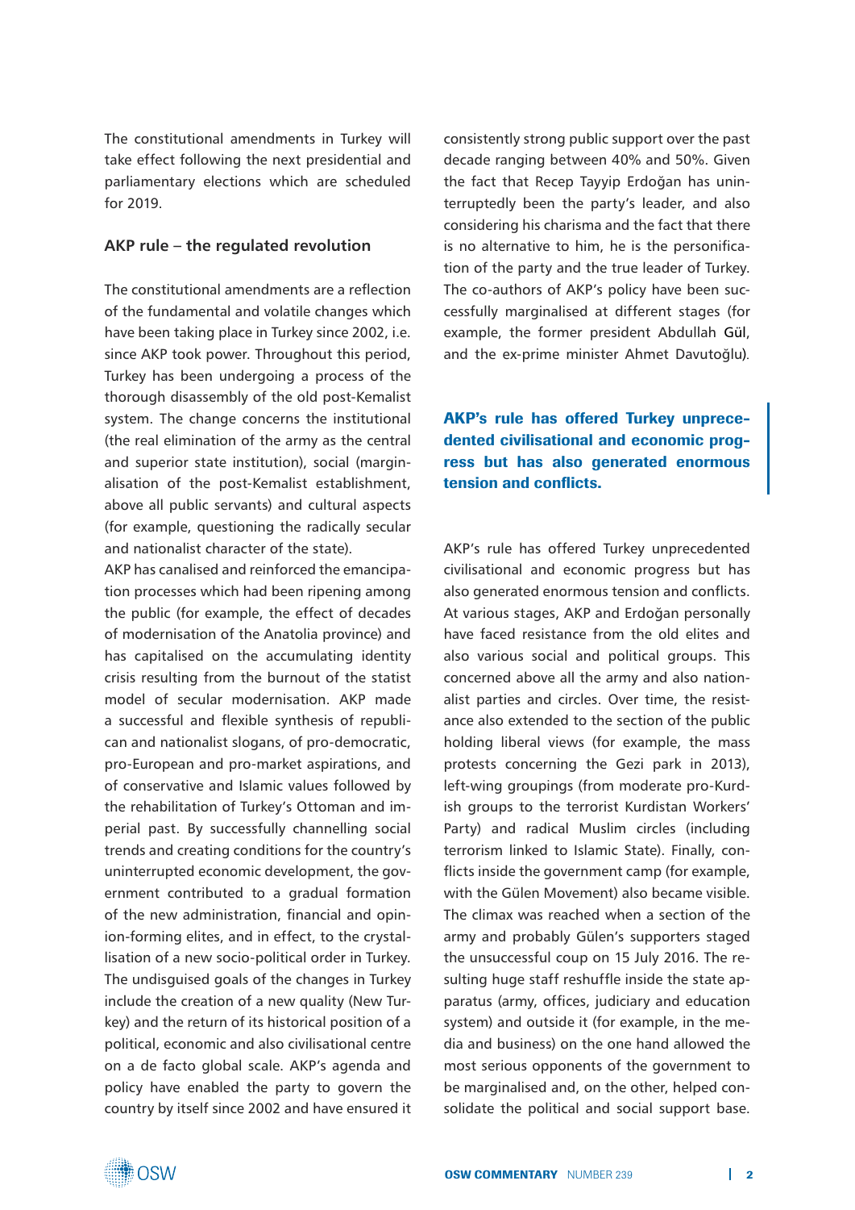The constitutional amendments in Turkey will take effect following the next presidential and parliamentary elections which are scheduled for 2019.

### AKP rule – the regulated revolution

The constitutional amendments are a reflection of the fundamental and volatile changes which have been taking place in Turkey since 2002, i.e. since AKP took power. Throughout this period, Turkey has been undergoing a process of the thorough disassembly of the old post-Kemalist system. The change concerns the institutional (the real elimination of the army as the central and superior state institution), social (marginalisation of the post-Kemalist establishment, above all public servants) and cultural aspects (for example, questioning the radically secular and nationalist character of the state).

AKP has canalised and reinforced the emancipation processes which had been ripening among the public (for example, the effect of decades of modernisation of the Anatolia province) and has capitalised on the accumulating identity crisis resulting from the burnout of the statist model of secular modernisation. AKP made a successful and flexible synthesis of republican and nationalist slogans, of pro-democratic, pro-European and pro-market aspirations, and of conservative and Islamic values followed by the rehabilitation of Turkey's Ottoman and imperial past. By successfully channelling social trends and creating conditions for the country's uninterrupted economic development, the government contributed to a gradual formation of the new administration, financial and opinion-forming elites, and in effect, to the crystallisation of a new socio-political order in Turkey. The undisguised goals of the changes in Turkey include the creation of a new quality (New Turkey) and the return of its historical position of a political, economic and also civilisational centre on a de facto global scale. AKP's agenda and policy have enabled the party to govern the country by itself since 2002 and have ensured it consistently strong public support over the past decade ranging between 40% and 50%. Given the fact that Recep Tayyip Erdoğan has uninterruptedly been the party's leader, and also considering his charisma and the fact that there is no alternative to him, he is the personification of the party and the true leader of Turkey. The co-authors of AKP's policy have been successfully marginalised at different stages (for example, the former president Abdullah Gül, and the ex-prime minister Ahmet Davutoğlu).

**AKP's rule has offered Turkey unprecedented civilisational and economic progress but has also generated enormous tension and conflicts.**

AKP's rule has offered Turkey unprecedented civilisational and economic progress but has also generated enormous tension and conflicts. At various stages, AKP and Erdoğan personally have faced resistance from the old elites and also various social and political groups. This concerned above all the army and also nationalist parties and circles. Over time, the resistance also extended to the section of the public holding liberal views (for example, the mass protests concerning the Gezi park in 2013), left-wing groupings (from moderate pro-Kurdish groups to the terrorist Kurdistan Workers' Party) and radical Muslim circles (including terrorism linked to Islamic State). Finally, conflicts inside the government camp (for example, with the Gülen Movement) also became visible. The climax was reached when a section of the army and probably Gülen's supporters staged the unsuccessful coup on 15 July 2016. The resulting huge staff reshuffle inside the state apparatus (army, offices, judiciary and education system) and outside it (for example, in the media and business) on the one hand allowed the most serious opponents of the government to be marginalised and, on the other, helped consolidate the political and social support base.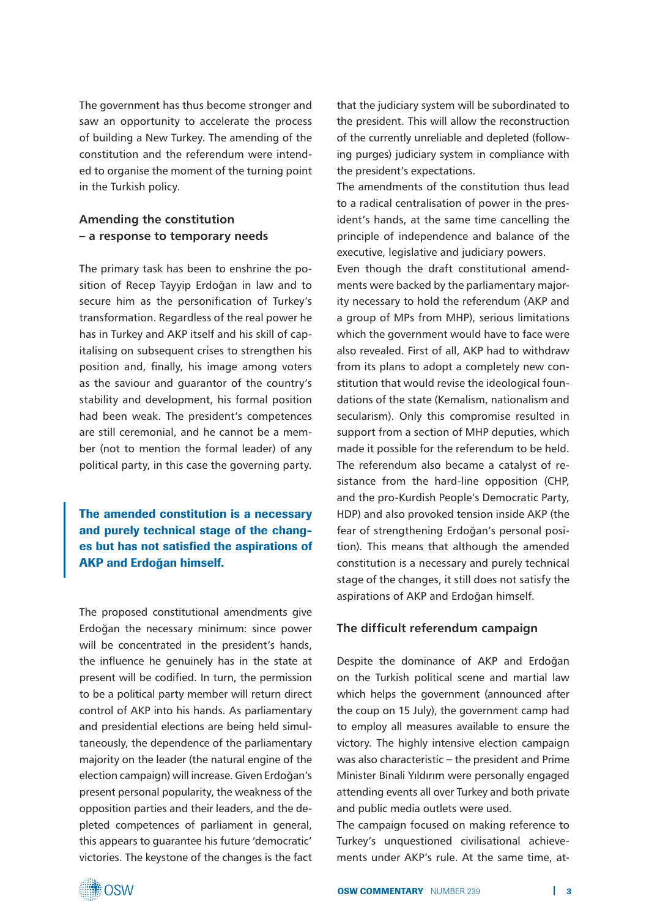The government has thus become stronger and saw an opportunity to accelerate the process of building a New Turkey. The amending of the constitution and the referendum were intended to organise the moment of the turning point in the Turkish policy.

## Amending the constitution – a response to temporary needs

The primary task has been to enshrine the position of Recep Tayyip Erdoğan in law and to secure him as the personification of Turkey's transformation. Regardless of the real power he has in Turkey and AKP itself and his skill of capitalising on subsequent crises to strengthen his position and, finally, his image among voters as the saviour and guarantor of the country's stability and development, his formal position had been weak. The president's competences are still ceremonial, and he cannot be a member (not to mention the formal leader) of any political party, in this case the governing party.

**The amended constitution is a necessary and purely technical stage of the changes but has not satisfied the aspirations of AKP and Erdoğan himself.**

The proposed constitutional amendments give Erdoğan the necessary minimum: since power will be concentrated in the president's hands, the influence he genuinely has in the state at present will be codified. In turn, the permission to be a political party member will return direct control of AKP into his hands. As parliamentary and presidential elections are being held simultaneously, the dependence of the parliamentary majority on the leader (the natural engine of the election campaign) will increase. Given Erdoğan's present personal popularity, the weakness of the opposition parties and their leaders, and the depleted competences of parliament in general, this appears to guarantee his future 'democratic' victories. The keystone of the changes is the fact that the judiciary system will be subordinated to the president. This will allow the reconstruction of the currently unreliable and depleted (following purges) judiciary system in compliance with the president's expectations.

The amendments of the constitution thus lead to a radical centralisation of power in the president's hands, at the same time cancelling the principle of independence and balance of the executive, legislative and judiciary powers.

Even though the draft constitutional amendments were backed by the parliamentary majority necessary to hold the referendum (AKP and a group of MPs from MHP), serious limitations which the government would have to face were also revealed. First of all, AKP had to withdraw from its plans to adopt a completely new constitution that would revise the ideological foundations of the state (Kemalism, nationalism and secularism). Only this compromise resulted in support from a section of MHP deputies, which made it possible for the referendum to be held. The referendum also became a catalyst of resistance from the hard-line opposition (CHP, and the pro-Kurdish People's Democratic Party, HDP) and also provoked tension inside AKP (the fear of strengthening Erdoğan's personal position). This means that although the amended constitution is a necessary and purely technical stage of the changes, it still does not satisfy the aspirations of AKP and Erdoğan himself.

## The difficult referendum campaign

Despite the dominance of AKP and Erdoğan on the Turkish political scene and martial law which helps the government (announced after the coup on 15 July), the government camp had to employ all measures available to ensure the victory. The highly intensive election campaign was also characteristic – the president and Prime Minister Binali Yıldırım were personally engaged attending events all over Turkey and both private and public media outlets were used.

The campaign focused on making reference to Turkey's unquestioned civilisational achievements under AKP's rule. At the same time, at-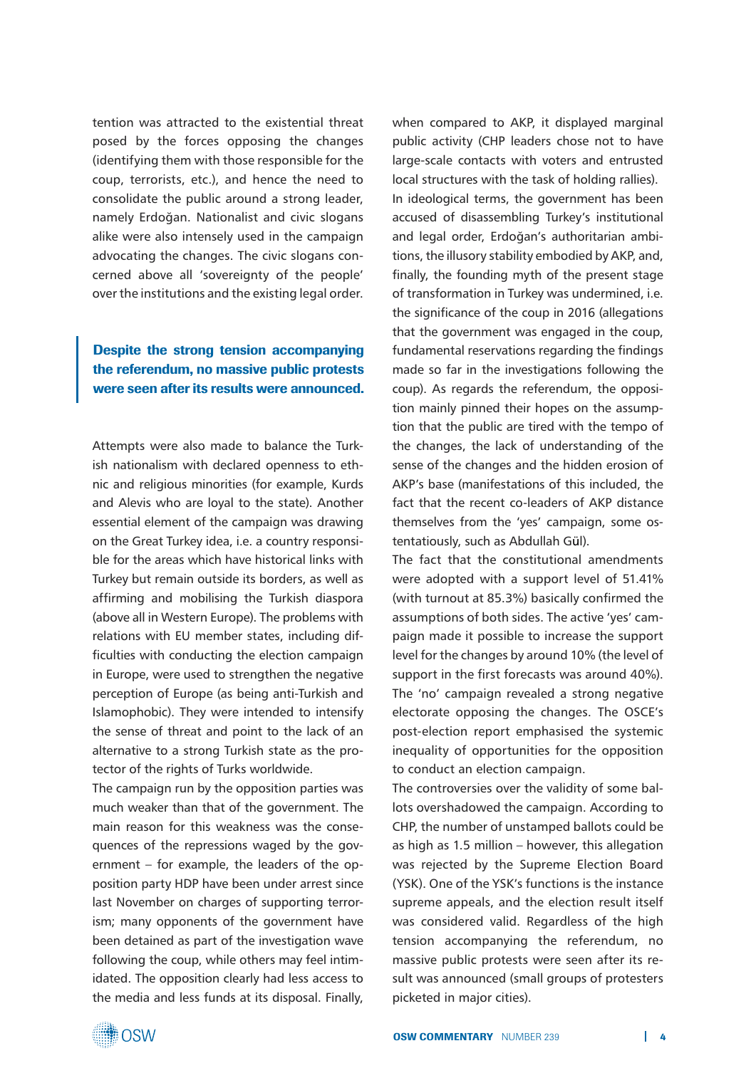tention was attracted to the existential threat posed by the forces opposing the changes (identifying them with those responsible for the coup, terrorists, etc.), and hence the need to consolidate the public around a strong leader, namely Erdoğan. Nationalist and civic slogans alike were also intensely used in the campaign advocating the changes. The civic slogans concerned above all 'sovereignty of the people' over the institutions and the existing legal order.

> **Despite the strong tension accompanying the referendum, no massive public protests were seen after its results were announced.**

Attempts were also made to balance the Turkish nationalism with declared openness to ethnic and religious minorities (for example, Kurds and Alevis who are loyal to the state). Another essential element of the campaign was drawing on the Great Turkey idea, i.e. a country responsible for the areas which have historical links with Turkey but remain outside its borders, as well as affirming and mobilising the Turkish diaspora (above all in Western Europe). The problems with relations with EU member states, including difficulties with conducting the election campaign in Europe, were used to strengthen the negative perception of Europe (as being anti-Turkish and Islamophobic). They were intended to intensify the sense of threat and point to the lack of an alternative to a strong Turkish state as the protector of the rights of Turks worldwide.

The campaign run by the opposition parties was much weaker than that of the government. The main reason for this weakness was the consequences of the repressions waged by the government – for example, the leaders of the opposition party HDP have been under arrest since last November on charges of supporting terrorism; many opponents of the government have been detained as part of the investigation wave following the coup, while others may feel intimidated. The opposition clearly had less access to the media and less funds at its disposal. Finally, when compared to AKP, it displayed marginal public activity (CHP leaders chose not to have large-scale contacts with voters and entrusted local structures with the task of holding rallies).

In ideological terms, the government has been accused of disassembling Turkey's institutional and legal order, Erdoğan's authoritarian ambitions, the illusory stability embodied by AKP, and, finally, the founding myth of the present stage of transformation in Turkey was undermined, i.e. the significance of the coup in 2016 (allegations that the government was engaged in the coup, fundamental reservations regarding the findings made so far in the investigations following the coup). As regards the referendum, the opposition mainly pinned their hopes on the assumption that the public are tired with the tempo of the changes, the lack of understanding of the sense of the changes and the hidden erosion of AKP's base (manifestations of this included, the fact that the recent co-leaders of AKP distance themselves from the 'yes' campaign, some ostentatiously, such as Abdullah Gül).

The fact that the constitutional amendments were adopted with a support level of 51.41% (with turnout at 85.3%) basically confirmed the assumptions of both sides. The active 'yes' campaign made it possible to increase the support level for the changes by around 10% (the level of support in the first forecasts was around 40%). The 'no' campaign revealed a strong negative electorate opposing the changes. The OSCE's post-election report emphasised the systemic inequality of opportunities for the opposition to conduct an election campaign.

The controversies over the validity of some ballots overshadowed the campaign. According to CHP, the number of unstamped ballots could be as high as 1.5 million – however, this allegation was rejected by the Supreme Election Board (YSK). One of the YSK's functions is the instance supreme appeals, and the election result itself was considered valid. Regardless of the high tension accompanying the referendum, no massive public protests were seen after its result was announced (small groups of protesters picketed in major cities).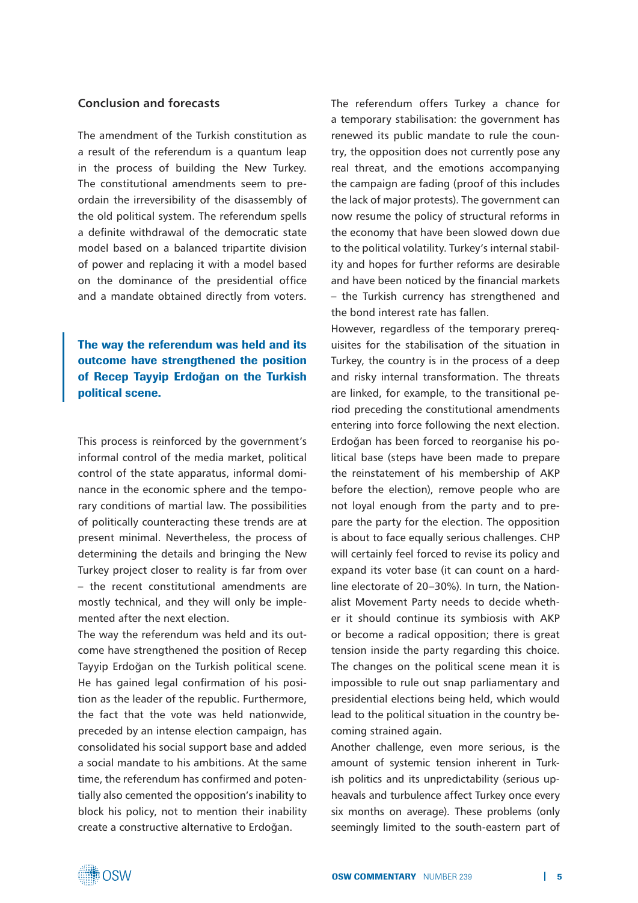## Conclusion and forecasts

The amendment of the Turkish constitution as a result of the referendum is a quantum leap in the process of building the New Turkey. The constitutional amendments seem to preordain the irreversibility of the disassembly of the old political system. The referendum spells a definite withdrawal of the democratic state model based on a balanced tripartite division of power and replacing it with a model based on the dominance of the presidential office and a mandate obtained directly from voters.

> **The way the referendum was held and its outcome have strengthened the position of Recep Tayyip Erdoğan on the Turkish political scene.**

This process is reinforced by the government's informal control of the media market, political control of the state apparatus, informal dominance in the economic sphere and the temporary conditions of martial law. The possibilities of politically counteracting these trends are at present minimal. Nevertheless, the process of determining the details and bringing the New Turkey project closer to reality is far from over – the recent constitutional amendments are mostly technical, and they will only be implemented after the next election.

The way the referendum was held and its outcome have strengthened the position of Recep Tayyip Erdoğan on the Turkish political scene. He has gained legal confirmation of his position as the leader of the republic. Furthermore, the fact that the vote was held nationwide, preceded by an intense election campaign, has consolidated his social support base and added a social mandate to his ambitions. At the same time, the referendum has confirmed and potentially also cemented the opposition's inability to block his policy, not to mention their inability create a constructive alternative to Erdoğan.

The referendum offers Turkey a chance for a temporary stabilisation: the government has renewed its public mandate to rule the country, the opposition does not currently pose any real threat, and the emotions accompanying the campaign are fading (proof of this includes the lack of major protests). The government can now resume the policy of structural reforms in the economy that have been slowed down due to the political volatility. Turkey's internal stability and hopes for further reforms are desirable and have been noticed by the financial markets – the Turkish currency has strengthened and the bond interest rate has fallen.

However, regardless of the temporary prerequisites for the stabilisation of the situation in Turkey, the country is in the process of a deep and risky internal transformation. The threats are linked, for example, to the transitional period preceding the constitutional amendments entering into force following the next election. Erdoğan has been forced to reorganise his political base (steps have been made to prepare the reinstatement of his membership of AKP before the election), remove people who are not loyal enough from the party and to prepare the party for the election. The opposition is about to face equally serious challenges. CHP will certainly feel forced to revise its policy and expand its voter base (it can count on a hardline electorate of 20–30%). In turn, the Nationalist Movement Party needs to decide whether it should continue its symbiosis with AKP or become a radical opposition; there is great tension inside the party regarding this choice. The changes on the political scene mean it is impossible to rule out snap parliamentary and presidential elections being held, which would lead to the political situation in the country becoming strained again.

Another challenge, even more serious, is the amount of systemic tension inherent in Turkish politics and its unpredictability (serious upheavals and turbulence affect Turkey once every six months on average). These problems (only seemingly limited to the south-eastern part of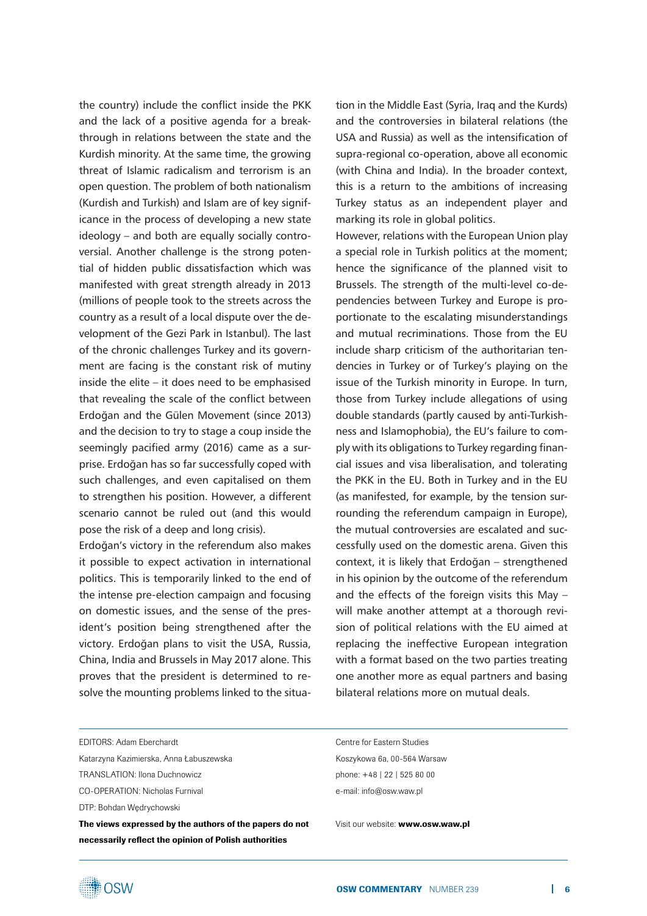the country) include the conflict inside the PKK and the lack of a positive agenda for a breakthrough in relations between the state and the Kurdish minority. At the same time, the growing threat of Islamic radicalism and terrorism is an open question. The problem of both nationalism (Kurdish and Turkish) and Islam are of key significance in the process of developing a new state ideology – and both are equally socially controversial. Another challenge is the strong potential of hidden public dissatisfaction which was manifested with great strength already in 2013 (millions of people took to the streets across the country as a result of a local dispute over the development of the Gezi Park in Istanbul). The last of the chronic challenges Turkey and its government are facing is the constant risk of mutiny inside the elite – it does need to be emphasised that revealing the scale of the conflict between Erdoğan and the Gülen Movement (since 2013) and the decision to try to stage a coup inside the seemingly pacified army (2016) came as a surprise. Erdoğan has so far successfully coped with such challenges, and even capitalised on them to strengthen his position. However, a different scenario cannot be ruled out (and this would pose the risk of a deep and long crisis).

Erdoğan's victory in the referendum also makes it possible to expect activation in international politics. This is temporarily linked to the end of the intense pre-election campaign and focusing on domestic issues, and the sense of the president's position being strengthened after the victory. Erdoğan plans to visit the USA, Russia, China, India and Brussels in May 2017 alone. This proves that the president is determined to resolve the mounting problems linked to the situation in the Middle East (Syria, Iraq and the Kurds) and the controversies in bilateral relations (the USA and Russia) as well as the intensification of supra-regional co-operation, above all economic (with China and India). In the broader context, this is a return to the ambitions of increasing Turkey status as an independent player and marking its role in global politics.

However, relations with the European Union play a special role in Turkish politics at the moment; hence the significance of the planned visit to Brussels. The strength of the multi-level co-dependencies between Turkey and Europe is proportionate to the escalating misunderstandings and mutual recriminations. Those from the EU include sharp criticism of the authoritarian tendencies in Turkey or of Turkey's playing on the issue of the Turkish minority in Europe. In turn, those from Turkey include allegations of using double standards (partly caused by anti-Turkishness and Islamophobia), the EU's failure to comply with its obligations to Turkey regarding financial issues and visa liberalisation, and tolerating the PKK in the EU. Both in Turkey and in the EU (as manifested, for example, by the tension surrounding the referendum campaign in Europe), the mutual controversies are escalated and successfully used on the domestic arena. Given this context, it is likely that Erdoğan – strengthened in his opinion by the outcome of the referendum and the effects of the foreign visits this May – will make another attempt at a thorough revision of political relations with the EU aimed at replacing the ineffective European integration with a format based on the two parties treating one another more as equal partners and basing bilateral relations more on mutual deals.

---

EDITORS: Adam Eberchardt
Katarzyna Kazimierska, Anna Łabuszewska
TRANSLATION: Ilona Duchnowicz
CO-OPERATION: Nicholas Furnival
DTP: Bohdan Wędrychowski

**The views expressed by the authors of the papers do not necessarily reflect the opinion of Polish authorities**

Centre for Eastern Studies
Koszykowa 6a, 00-564 Warsaw
phone: +48 | 22 | 525 80 00
e-mail: info@osw.waw.pl

Visit our website: **www.osw.waw.pl**